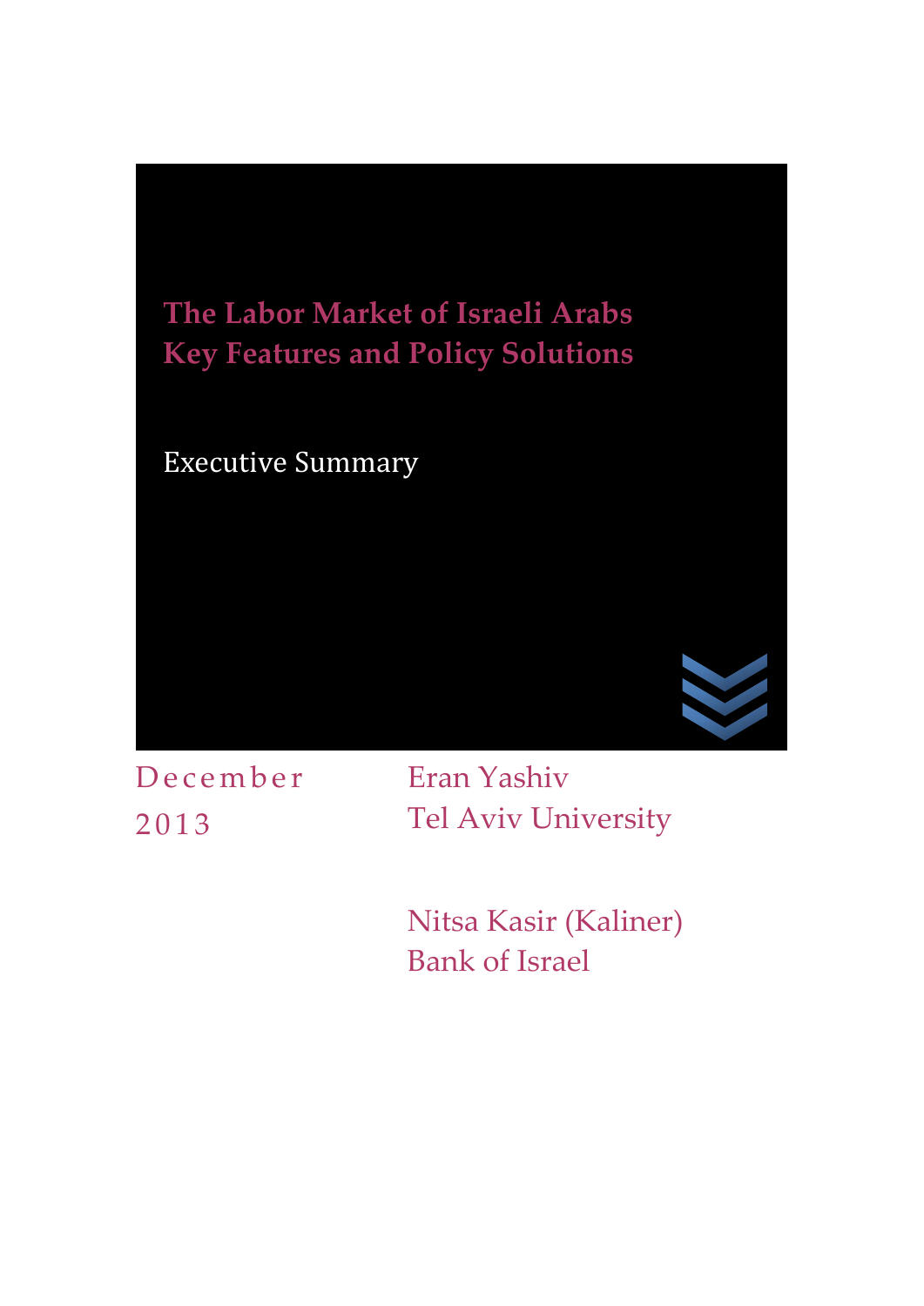# The Labor Market of Israeli Arabs
# Key Features and Policy Solutions

## Executive Summary

December 2013

Eran Yashiv
Tel Aviv University

Nitsa Kasir (Kaliner)
Bank of Israel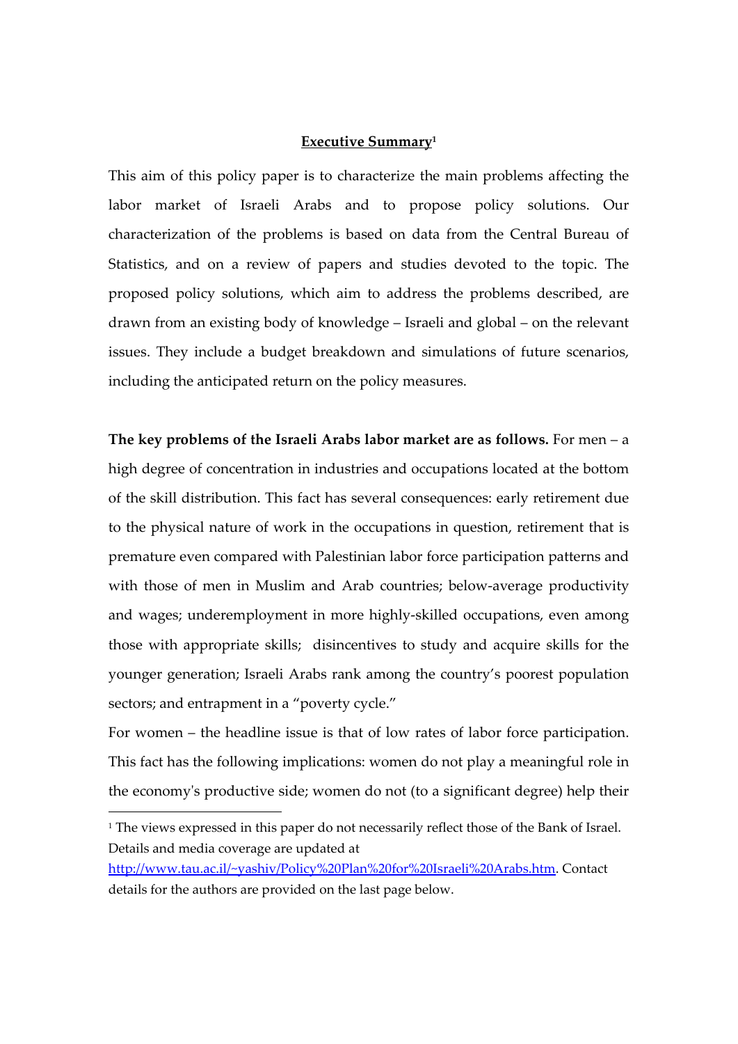**Executive Summary**[1]

This aim of this policy paper is to characterize the main problems affecting the labor market of Israeli Arabs and to propose policy solutions. Our characterization of the problems is based on data from the Central Bureau of Statistics, and on a review of papers and studies devoted to the topic. The proposed policy solutions, which aim to address the problems described, are drawn from an existing body of knowledge – Israeli and global – on the relevant issues. They include a budget breakdown and simulations of future scenarios, including the anticipated return on the policy measures.

**The key problems of the Israeli Arabs labor market are as follows.** For men – a high degree of concentration in industries and occupations located at the bottom of the skill distribution. This fact has several consequences: early retirement due to the physical nature of work in the occupations in question, retirement that is premature even compared with Palestinian labor force participation patterns and with those of men in Muslim and Arab countries; below-average productivity and wages; underemployment in more highly-skilled occupations, even among those with appropriate skills; disincentives to study and acquire skills for the younger generation; Israeli Arabs rank among the country's poorest population sectors; and entrapment in a "poverty cycle."

For women – the headline issue is that of low rates of labor force participation. This fact has the following implications: women do not play a meaningful role in the economy's productive side; women do not (to a significant degree) help their

[1] The views expressed in this paper do not necessarily reflect those of the Bank of Israel. Details and media coverage are updated at http://www.tau.ac.il/~yashiv/Policy%20Plan%20for%20Israeli%20Arabs.htm. Contact details for the authors are provided on the last page below.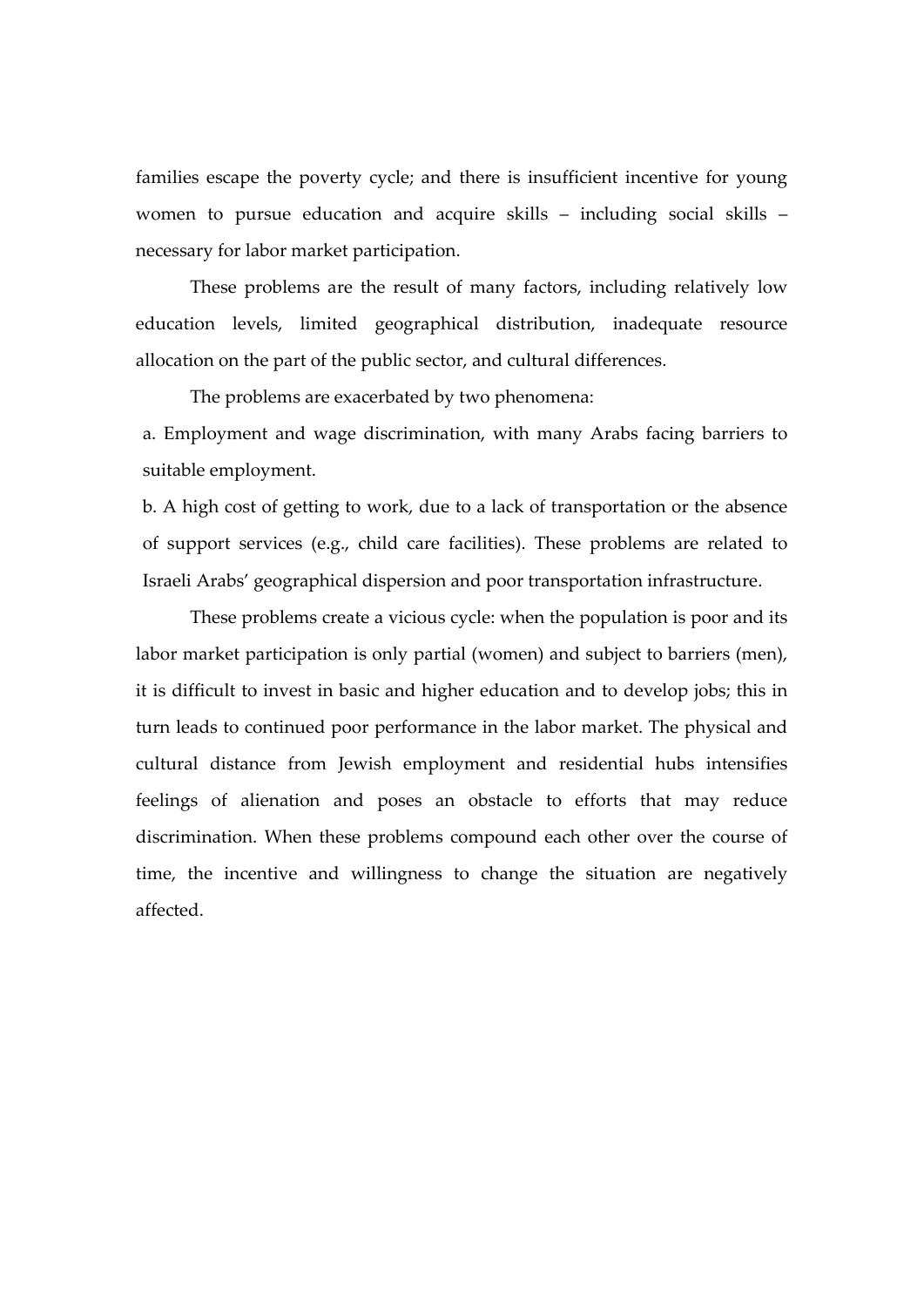families escape the poverty cycle; and there is insufficient incentive for young women to pursue education and acquire skills – including social skills – necessary for labor market participation.

These problems are the result of many factors, including relatively low education levels, limited geographical distribution, inadequate resource allocation on the part of the public sector, and cultural differences.

The problems are exacerbated by two phenomena:

a. Employment and wage discrimination, with many Arabs facing barriers to suitable employment.

b. A high cost of getting to work, due to a lack of transportation or the absence of support services (e.g., child care facilities). These problems are related to Israeli Arabs' geographical dispersion and poor transportation infrastructure.

These problems create a vicious cycle: when the population is poor and its labor market participation is only partial (women) and subject to barriers (men), it is difficult to invest in basic and higher education and to develop jobs; this in turn leads to continued poor performance in the labor market. The physical and cultural distance from Jewish employment and residential hubs intensifies feelings of alienation and poses an obstacle to efforts that may reduce discrimination. When these problems compound each other over the course of time, the incentive and willingness to change the situation are negatively affected.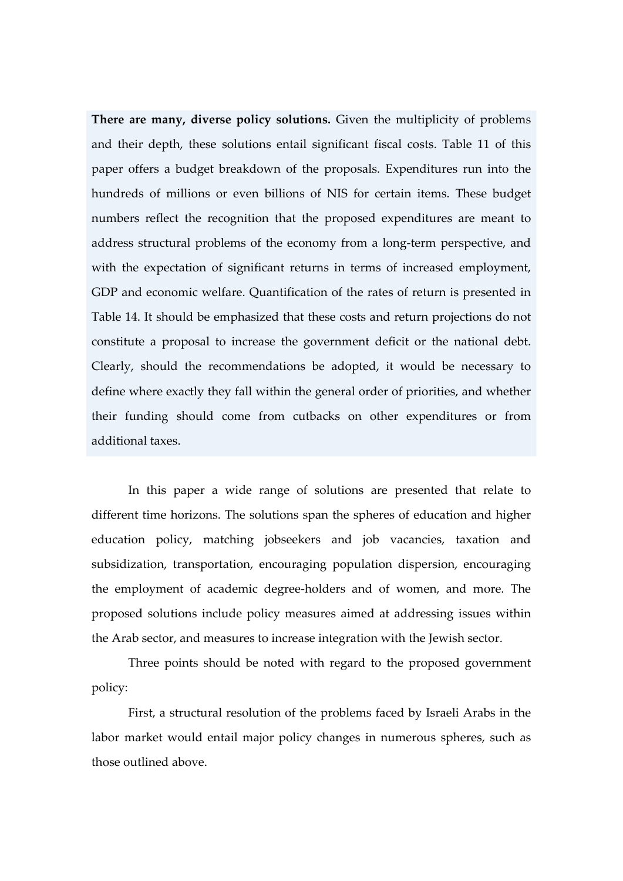**There are many, diverse policy solutions.** Given the multiplicity of problems and their depth, these solutions entail significant fiscal costs. Table 11 of this paper offers a budget breakdown of the proposals. Expenditures run into the hundreds of millions or even billions of NIS for certain items. These budget numbers reflect the recognition that the proposed expenditures are meant to address structural problems of the economy from a long-term perspective, and with the expectation of significant returns in terms of increased employment, GDP and economic welfare. Quantification of the rates of return is presented in Table 14. It should be emphasized that these costs and return projections do not constitute a proposal to increase the government deficit or the national debt. Clearly, should the recommendations be adopted, it would be necessary to define where exactly they fall within the general order of priorities, and whether their funding should come from cutbacks on other expenditures or from additional taxes.

In this paper a wide range of solutions are presented that relate to different time horizons. The solutions span the spheres of education and higher education policy, matching jobseekers and job vacancies, taxation and subsidization, transportation, encouraging population dispersion, encouraging the employment of academic degree-holders and of women, and more. The proposed solutions include policy measures aimed at addressing issues within the Arab sector, and measures to increase integration with the Jewish sector.

Three points should be noted with regard to the proposed government policy:

First, a structural resolution of the problems faced by Israeli Arabs in the labor market would entail major policy changes in numerous spheres, such as those outlined above.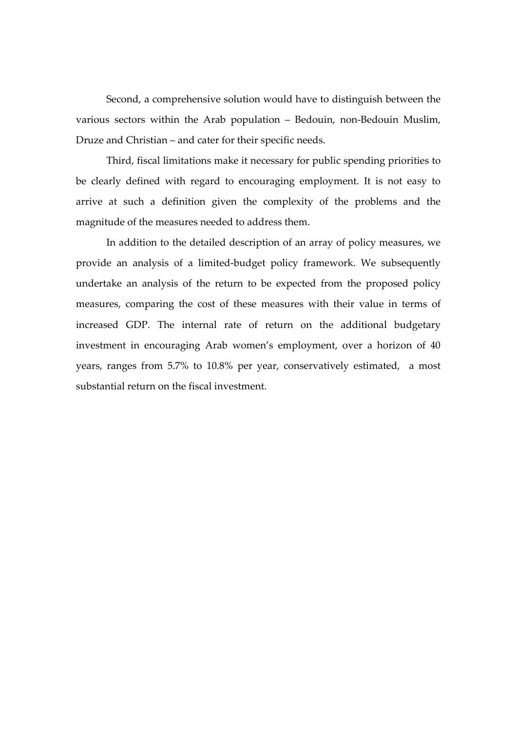Second, a comprehensive solution would have to distinguish between the various sectors within the Arab population – Bedouin, non-Bedouin Muslim, Druze and Christian – and cater for their specific needs.

Third, fiscal limitations make it necessary for public spending priorities to be clearly defined with regard to encouraging employment. It is not easy to arrive at such a definition given the complexity of the problems and the magnitude of the measures needed to address them.

In addition to the detailed description of an array of policy measures, we provide an analysis of a limited-budget policy framework. We subsequently undertake an analysis of the return to be expected from the proposed policy measures, comparing the cost of these measures with their value in terms of increased GDP. The internal rate of return on the additional budgetary investment in encouraging Arab women's employment, over a horizon of 40 years, ranges from 5.7% to 10.8% per year, conservatively estimated, a most substantial return on the fiscal investment.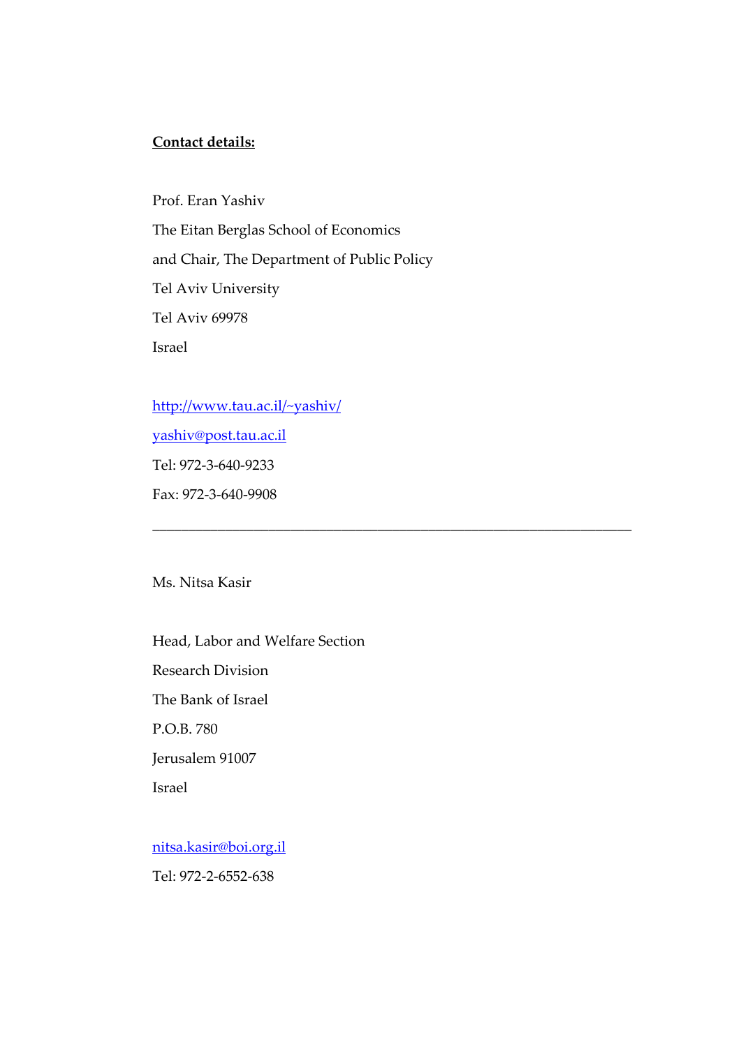**<u>Contact details:</u>**

Prof. Eran Yashiv

The Eitan Berglas School of Economics

and Chair, The Department of Public Policy

Tel Aviv University

Tel Aviv 69978

Israel

http://www.tau.ac.il/~yashiv/

yashiv@post.tau.ac.il

Tel: 972-3-640-9233

Fax: 972-3-640-9908

---

Ms. Nitsa Kasir

Head, Labor and Welfare Section

Research Division

The Bank of Israel

P.O.B. 780

Jerusalem 91007

Israel

nitsa.kasir@boi.org.il

Tel: 972-2-6552-638